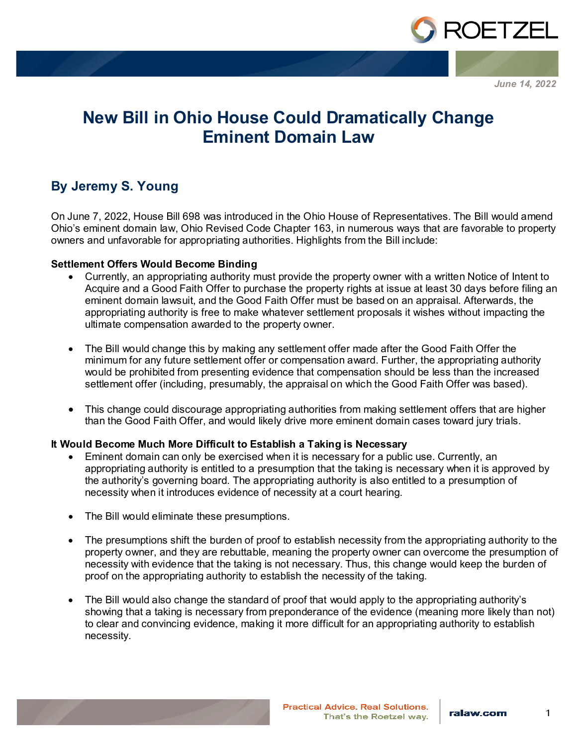June 14, 2022

# New Bill in Ohio House Could Dramatically Change Eminent Domain Law

## By Jeremy S. Young

On June 7, 2022, House Bill 698 was introduced in the Ohio House of Representatives. The Bill would amend Ohio's eminent domain law, Ohio Revised Code Chapter 163, in numerous ways that are favorable to property owners and unfavorable for appropriating authorities. Highlights from the Bill include:

**Settlement Offers Would Become Binding**

- Currently, an appropriating authority must provide the property owner with a written Notice of Intent to Acquire and a Good Faith Offer to purchase the property rights at issue at least 30 days before filing an eminent domain lawsuit, and the Good Faith Offer must be based on an appraisal. Afterwards, the appropriating authority is free to make whatever settlement proposals it wishes without impacting the ultimate compensation awarded to the property owner.
- The Bill would change this by making any settlement offer made after the Good Faith Offer the minimum for any future settlement offer or compensation award. Further, the appropriating authority would be prohibited from presenting evidence that compensation should be less than the increased settlement offer (including, presumably, the appraisal on which the Good Faith Offer was based).
- This change could discourage appropriating authorities from making settlement offers that are higher than the Good Faith Offer, and would likely drive more eminent domain cases toward jury trials.

**It Would Become Much More Difficult to Establish a Taking is Necessary**

- Eminent domain can only be exercised when it is necessary for a public use. Currently, an appropriating authority is entitled to a presumption that the taking is necessary when it is approved by the authority's governing board. The appropriating authority is also entitled to a presumption of necessity when it introduces evidence of necessity at a court hearing.
- The Bill would eliminate these presumptions.
- The presumptions shift the burden of proof to establish necessity from the appropriating authority to the property owner, and they are rebuttable, meaning the property owner can overcome the presumption of necessity with evidence that the taking is not necessary. Thus, this change would keep the burden of proof on the appropriating authority to establish the necessity of the taking.
- The Bill would also change the standard of proof that would apply to the appropriating authority's showing that a taking is necessary from preponderance of the evidence (meaning more likely than not) to clear and convincing evidence, making it more difficult for an appropriating authority to establish necessity.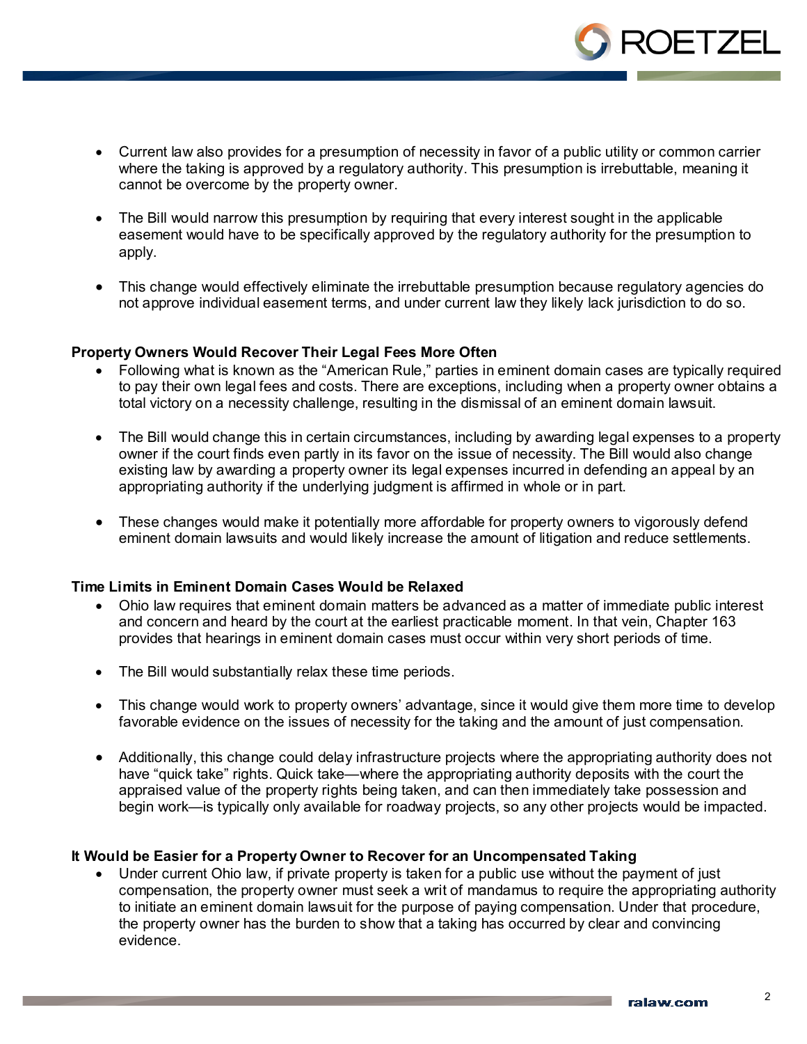- Current law also provides for a presumption of necessity in favor of a public utility or common carrier where the taking is approved by a regulatory authority. This presumption is irrebuttable, meaning it cannot be overcome by the property owner.

- The Bill would narrow this presumption by requiring that every interest sought in the applicable easement would have to be specifically approved by the regulatory authority for the presumption to apply.

- This change would effectively eliminate the irrebuttable presumption because regulatory agencies do not approve individual easement terms, and under current law they likely lack jurisdiction to do so.

**Property Owners Would Recover Their Legal Fees More Often**

- Following what is known as the "American Rule," parties in eminent domain cases are typically required to pay their own legal fees and costs. There are exceptions, including when a property owner obtains a total victory on a necessity challenge, resulting in the dismissal of an eminent domain lawsuit.

- The Bill would change this in certain circumstances, including by awarding legal expenses to a property owner if the court finds even partly in its favor on the issue of necessity. The Bill would also change existing law by awarding a property owner its legal expenses incurred in defending an appeal by an appropriating authority if the underlying judgment is affirmed in whole or in part.

- These changes would make it potentially more affordable for property owners to vigorously defend eminent domain lawsuits and would likely increase the amount of litigation and reduce settlements.

**Time Limits in Eminent Domain Cases Would be Relaxed**

- Ohio law requires that eminent domain matters be advanced as a matter of immediate public interest and concern and heard by the court at the earliest practicable moment. In that vein, Chapter 163 provides that hearings in eminent domain cases must occur within very short periods of time.

- The Bill would substantially relax these time periods.

- This change would work to property owners' advantage, since it would give them more time to develop favorable evidence on the issues of necessity for the taking and the amount of just compensation.

- Additionally, this change could delay infrastructure projects where the appropriating authority does not have "quick take" rights. Quick take—where the appropriating authority deposits with the court the appraised value of the property rights being taken, and can then immediately take possession and begin work—is typically only available for roadway projects, so any other projects would be impacted.

**It Would be Easier for a Property Owner to Recover for an Uncompensated Taking**

- Under current Ohio law, if private property is taken for a public use without the payment of just compensation, the property owner must seek a writ of mandamus to require the appropriating authority to initiate an eminent domain lawsuit for the purpose of paying compensation. Under that procedure, the property owner has the burden to show that a taking has occurred by clear and convincing evidence.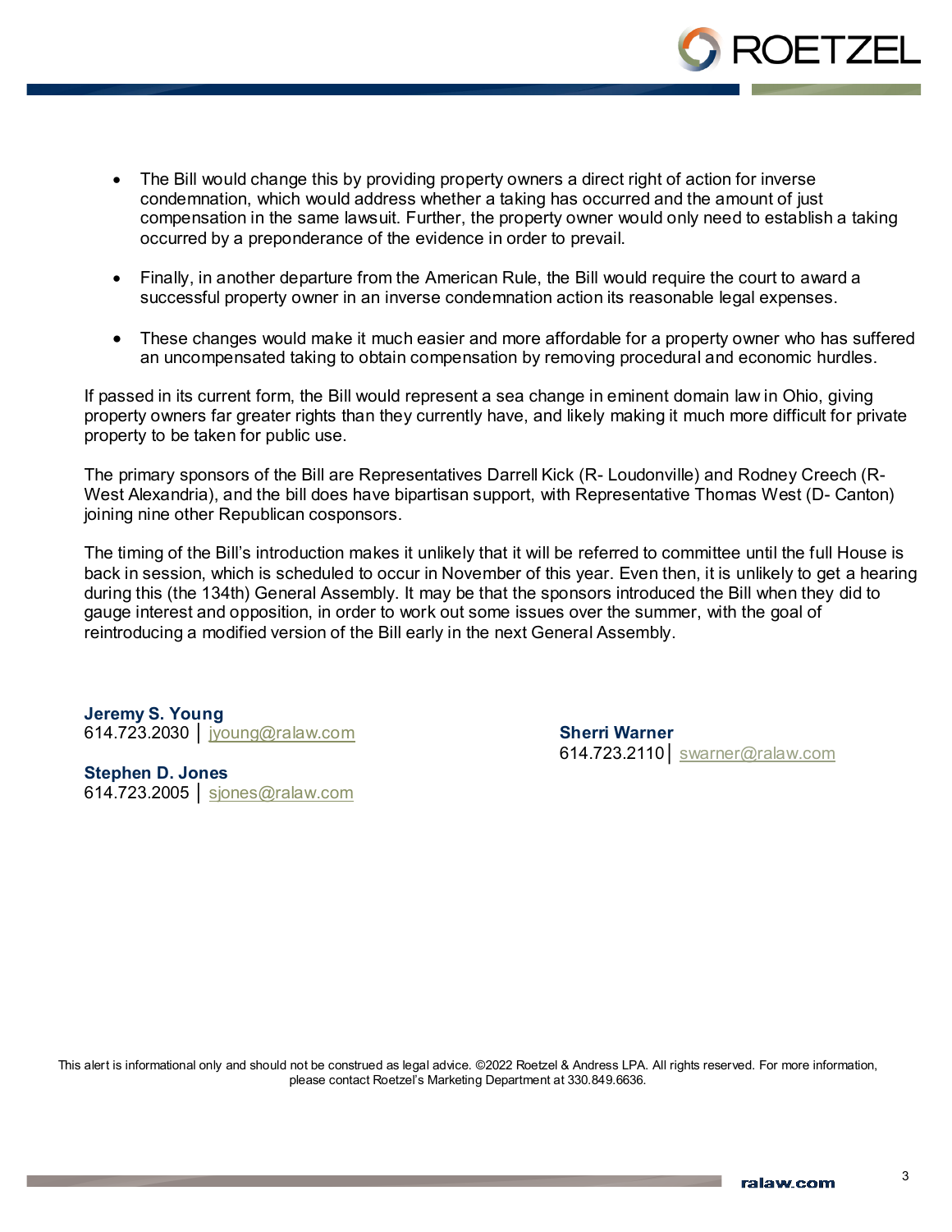- The Bill would change this by providing property owners a direct right of action for inverse condemnation, which would address whether a taking has occurred and the amount of just compensation in the same lawsuit. Further, the property owner would only need to establish a taking occurred by a preponderance of the evidence in order to prevail.

- Finally, in another departure from the American Rule, the Bill would require the court to award a successful property owner in an inverse condemnation action its reasonable legal expenses.

- These changes would make it much easier and more affordable for a property owner who has suffered an uncompensated taking to obtain compensation by removing procedural and economic hurdles.

If passed in its current form, the Bill would represent a sea change in eminent domain law in Ohio, giving property owners far greater rights than they currently have, and likely making it much more difficult for private property to be taken for public use.

The primary sponsors of the Bill are Representatives Darrell Kick (R- Loudonville) and Rodney Creech (R- West Alexandria), and the bill does have bipartisan support, with Representative Thomas West (D- Canton) joining nine other Republican cosponsors.

The timing of the Bill's introduction makes it unlikely that it will be referred to committee until the full House is back in session, which is scheduled to occur in November of this year. Even then, it is unlikely to get a hearing during this (the 134th) General Assembly. It may be that the sponsors introduced the Bill when they did to gauge interest and opposition, in order to work out some issues over the summer, with the goal of reintroducing a modified version of the Bill early in the next General Assembly.

**Jeremy S. Young**
614.723.2030 │ jyoung@ralaw.com

**Stephen D. Jones**
614.723.2005 │ sjones@ralaw.com

**Sherri Warner**
614.723.2110│ swarner@ralaw.com

This alert is informational only and should not be construed as legal advice. ©2022 Roetzel & Andress LPA. All rights reserved. For more information, please contact Roetzel's Marketing Department at 330.849.6636.